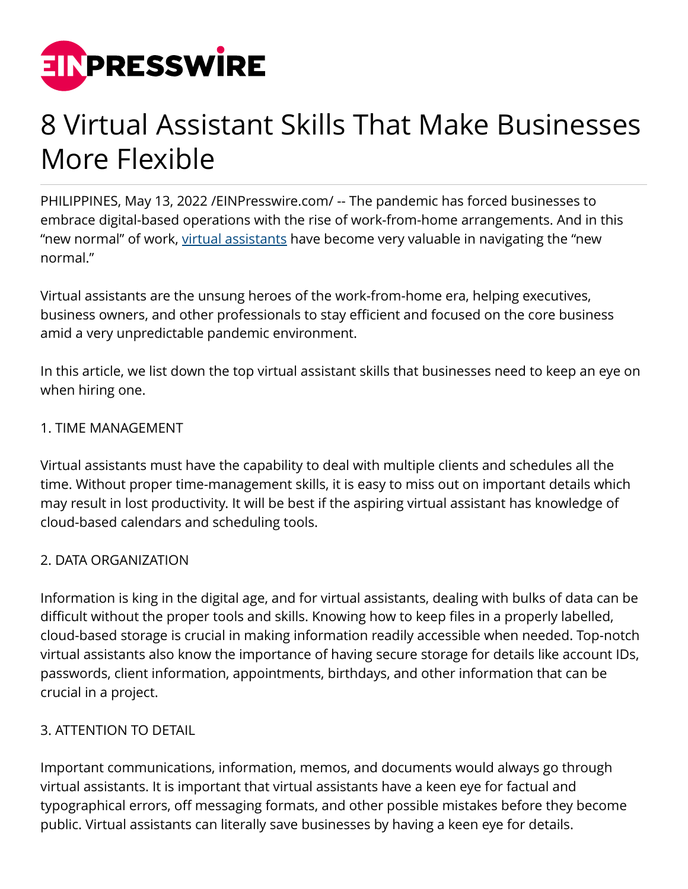# 8 Virtual Assistant Skills That Make Businesses More Flexible

PHILIPPINES, May 13, 2022 /EINPresswire.com/ -- The pandemic has forced businesses to embrace digital-based operations with the rise of work-from-home arrangements. And in this "new normal" of work, virtual assistants have become very valuable in navigating the "new normal."

Virtual assistants are the unsung heroes of the work-from-home era, helping executives, business owners, and other professionals to stay efficient and focused on the core business amid a very unpredictable pandemic environment.

In this article, we list down the top virtual assistant skills that businesses need to keep an eye on when hiring one.

1. TIME MANAGEMENT

Virtual assistants must have the capability to deal with multiple clients and schedules all the time. Without proper time-management skills, it is easy to miss out on important details which may result in lost productivity. It will be best if the aspiring virtual assistant has knowledge of cloud-based calendars and scheduling tools.

2. DATA ORGANIZATION

Information is king in the digital age, and for virtual assistants, dealing with bulks of data can be difficult without the proper tools and skills. Knowing how to keep files in a properly labelled, cloud-based storage is crucial in making information readily accessible when needed. Top-notch virtual assistants also know the importance of having secure storage for details like account IDs, passwords, client information, appointments, birthdays, and other information that can be crucial in a project.

3. ATTENTION TO DETAIL

Important communications, information, memos, and documents would always go through virtual assistants. It is important that virtual assistants have a keen eye for factual and typographical errors, off messaging formats, and other possible mistakes before they become public. Virtual assistants can literally save businesses by having a keen eye for details.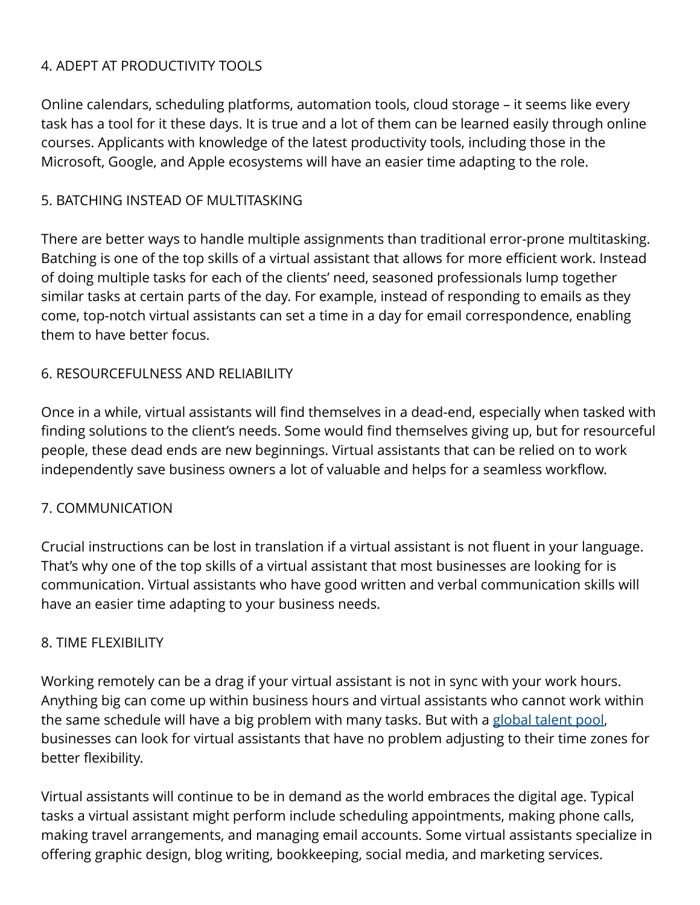### 4. ADEPT AT PRODUCTIVITY TOOLS

Online calendars, scheduling platforms, automation tools, cloud storage – it seems like every task has a tool for it these days. It is true and a lot of them can be learned easily through online courses. Applicants with knowledge of the latest productivity tools, including those in the Microsoft, Google, and Apple ecosystems will have an easier time adapting to the role.

### 5. BATCHING INSTEAD OF MULTITASKING

There are better ways to handle multiple assignments than traditional error-prone multitasking. Batching is one of the top skills of a virtual assistant that allows for more efficient work. Instead of doing multiple tasks for each of the clients' need, seasoned professionals lump together similar tasks at certain parts of the day. For example, instead of responding to emails as they come, top-notch virtual assistants can set a time in a day for email correspondence, enabling them to have better focus.

### 6. RESOURCEFULNESS AND RELIABILITY

Once in a while, virtual assistants will find themselves in a dead-end, especially when tasked with finding solutions to the client's needs. Some would find themselves giving up, but for resourceful people, these dead ends are new beginnings. Virtual assistants that can be relied on to work independently save business owners a lot of valuable and helps for a seamless workflow.

### 7. COMMUNICATION

Crucial instructions can be lost in translation if a virtual assistant is not fluent in your language. That's why one of the top skills of a virtual assistant that most businesses are looking for is communication. Virtual assistants who have good written and verbal communication skills will have an easier time adapting to your business needs.

### 8. TIME FLEXIBILITY

Working remotely can be a drag if your virtual assistant is not in sync with your work hours. Anything big can come up within business hours and virtual assistants who cannot work within the same schedule will have a big problem with many tasks. But with a global talent pool, businesses can look for virtual assistants that have no problem adjusting to their time zones for better flexibility.

Virtual assistants will continue to be in demand as the world embraces the digital age. Typical tasks a virtual assistant might perform include scheduling appointments, making phone calls, making travel arrangements, and managing email accounts. Some virtual assistants specialize in offering graphic design, blog writing, bookkeeping, social media, and marketing services.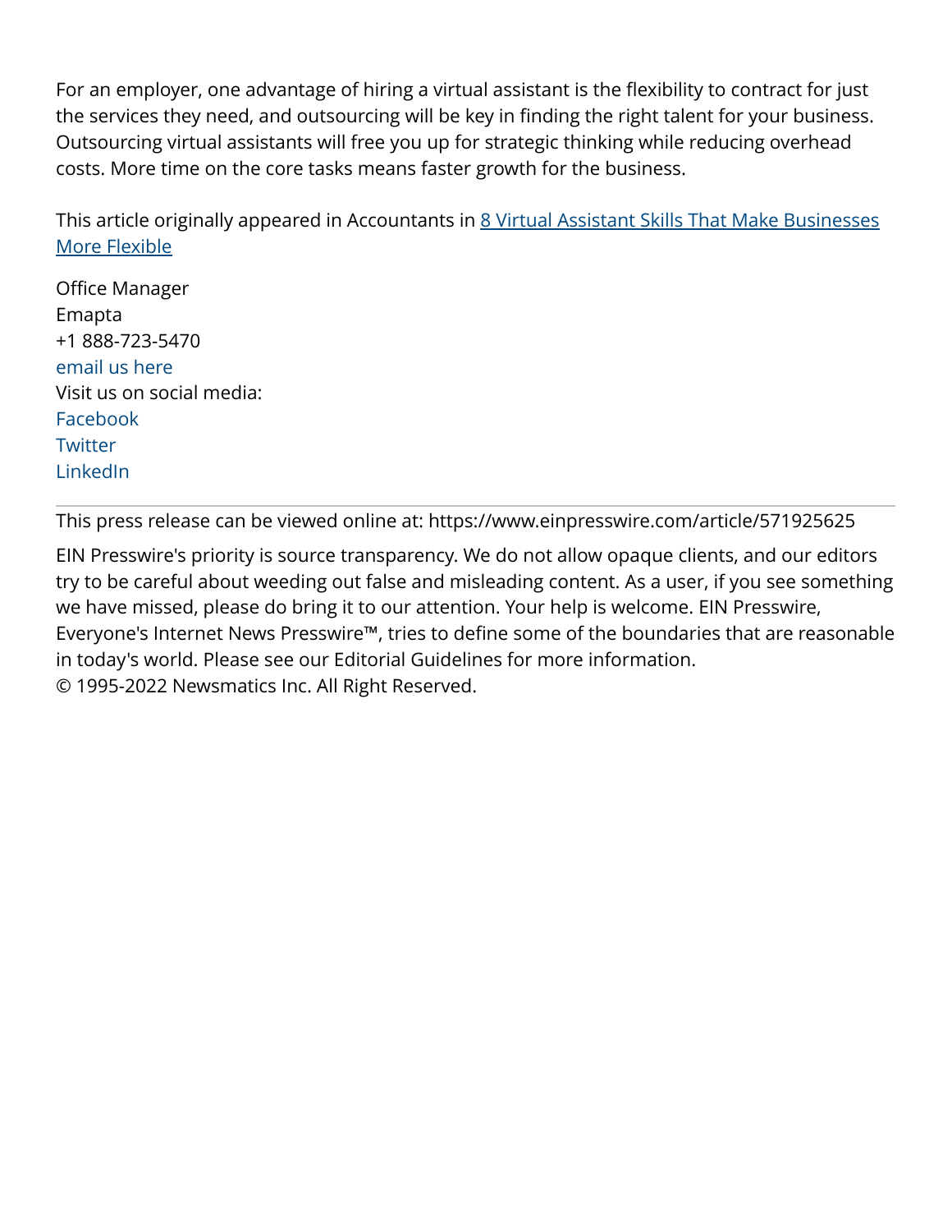For an employer, one advantage of hiring a virtual assistant is the flexibility to contract for just the services they need, and outsourcing will be key in finding the right talent for your business. Outsourcing virtual assistants will free you up for strategic thinking while reducing overhead costs. More time on the core tasks means faster growth for the business.

This article originally appeared in Accountants in 8 Virtual Assistant Skills That Make Businesses More Flexible

Office Manager
Emapta
+1 888-723-5470
email us here
Visit us on social media:
Facebook
Twitter
LinkedIn

---

This press release can be viewed online at: https://www.einpresswire.com/article/571925625

EIN Presswire's priority is source transparency. We do not allow opaque clients, and our editors try to be careful about weeding out false and misleading content. As a user, if you see something we have missed, please do bring it to our attention. Your help is welcome. EIN Presswire, Everyone's Internet News Presswire™, tries to define some of the boundaries that are reasonable in today's world. Please see our Editorial Guidelines for more information.
© 1995-2022 Newsmatics Inc. All Right Reserved.